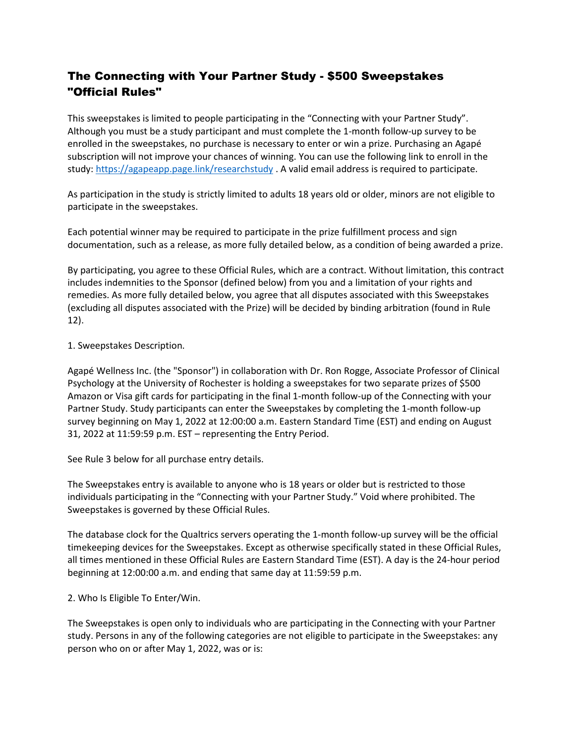# The Connecting with Your Partner Study - $500 Sweepstakes "Official Rules"

This sweepstakes is limited to people participating in the "Connecting with your Partner Study". Although you must be a study participant and must complete the 1-month follow-up survey to be enrolled in the sweepstakes, no purchase is necessary to enter or win a prize. Purchasing an Agapé subscription will not improve your chances of winning. You can use the following link to enroll in the study: [https://agapeapp.page.link/researchstudy](https://agapeapp.page.link/researchstudy) . A valid email address is required to participate.

As participation in the study is strictly limited to adults 18 years old or older, minors are not eligible to participate in the sweepstakes.

Each potential winner may be required to participate in the prize fulfillment process and sign documentation, such as a release, as more fully detailed below, as a condition of being awarded a prize.

By participating, you agree to these Official Rules, which are a contract. Without limitation, this contract includes indemnities to the Sponsor (defined below) from you and a limitation of your rights and remedies. As more fully detailed below, you agree that all disputes associated with this Sweepstakes (excluding all disputes associated with the Prize) will be decided by binding arbitration (found in Rule 12).

1. Sweepstakes Description.

Agapé Wellness Inc. (the "Sponsor") in collaboration with Dr. Ron Rogge, Associate Professor of Clinical Psychology at the University of Rochester is holding a sweepstakes for two separate prizes of $500 Amazon or Visa gift cards for participating in the final 1-month follow-up of the Connecting with your Partner Study. Study participants can enter the Sweepstakes by completing the 1-month follow-up survey beginning on May 1, 2022 at 12:00:00 a.m. Eastern Standard Time (EST) and ending on August 31, 2022 at 11:59:59 p.m. EST – representing the Entry Period.

See Rule 3 below for all purchase entry details.

The Sweepstakes entry is available to anyone who is 18 years or older but is restricted to those individuals participating in the "Connecting with your Partner Study." Void where prohibited. The Sweepstakes is governed by these Official Rules.

The database clock for the Qualtrics servers operating the 1-month follow-up survey will be the official timekeeping devices for the Sweepstakes. Except as otherwise specifically stated in these Official Rules, all times mentioned in these Official Rules are Eastern Standard Time (EST). A day is the 24-hour period beginning at 12:00:00 a.m. and ending that same day at 11:59:59 p.m.

2. Who Is Eligible To Enter/Win.

The Sweepstakes is open only to individuals who are participating in the Connecting with your Partner study. Persons in any of the following categories are not eligible to participate in the Sweepstakes: any person who on or after May 1, 2022, was or is: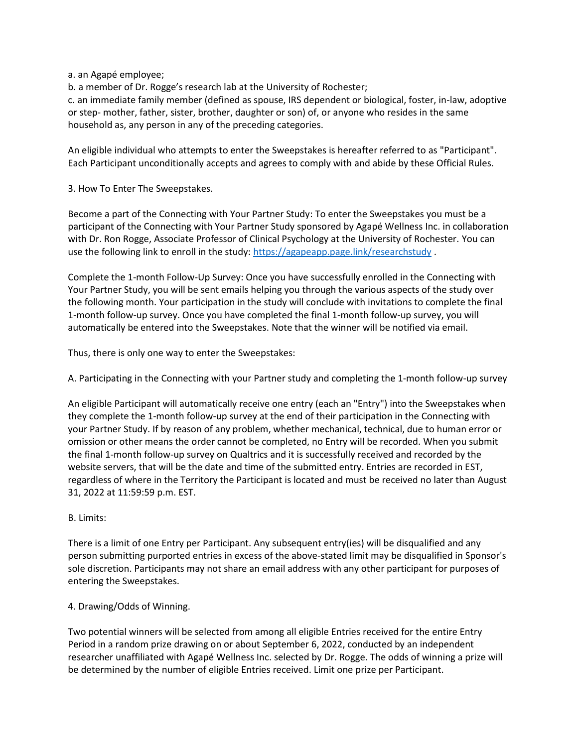a. an Agapé employee;
b. a member of Dr. Rogge's research lab at the University of Rochester;
c. an immediate family member (defined as spouse, IRS dependent or biological, foster, in-law, adoptive or step- mother, father, sister, brother, daughter or son) of, or anyone who resides in the same household as, any person in any of the preceding categories.

An eligible individual who attempts to enter the Sweepstakes is hereafter referred to as "Participant". Each Participant unconditionally accepts and agrees to comply with and abide by these Official Rules.

3. How To Enter The Sweepstakes.

Become a part of the Connecting with Your Partner Study: To enter the Sweepstakes you must be a participant of the Connecting with Your Partner Study sponsored by Agapé Wellness Inc. in collaboration with Dr. Ron Rogge, Associate Professor of Clinical Psychology at the University of Rochester. You can use the following link to enroll in the study: [https://agapeapp.page.link/researchstudy](https://agapeapp.page.link/researchstudy) .

Complete the 1-month Follow-Up Survey: Once you have successfully enrolled in the Connecting with Your Partner Study, you will be sent emails helping you through the various aspects of the study over the following month. Your participation in the study will conclude with invitations to complete the final 1-month follow-up survey. Once you have completed the final 1-month follow-up survey, you will automatically be entered into the Sweepstakes. Note that the winner will be notified via email.

Thus, there is only one way to enter the Sweepstakes:

A. Participating in the Connecting with your Partner study and completing the 1-month follow-up survey

An eligible Participant will automatically receive one entry (each an "Entry") into the Sweepstakes when they complete the 1-month follow-up survey at the end of their participation in the Connecting with your Partner Study. If by reason of any problem, whether mechanical, technical, due to human error or omission or other means the order cannot be completed, no Entry will be recorded. When you submit the final 1-month follow-up survey on Qualtrics and it is successfully received and recorded by the website servers, that will be the date and time of the submitted entry. Entries are recorded in EST, regardless of where in the Territory the Participant is located and must be received no later than August 31, 2022 at 11:59:59 p.m. EST.

B. Limits:

There is a limit of one Entry per Participant. Any subsequent entry(ies) will be disqualified and any person submitting purported entries in excess of the above-stated limit may be disqualified in Sponsor's sole discretion. Participants may not share an email address with any other participant for purposes of entering the Sweepstakes.

4. Drawing/Odds of Winning.

Two potential winners will be selected from among all eligible Entries received for the entire Entry Period in a random prize drawing on or about September 6, 2022, conducted by an independent researcher unaffiliated with Agapé Wellness Inc. selected by Dr. Rogge. The odds of winning a prize will be determined by the number of eligible Entries received. Limit one prize per Participant.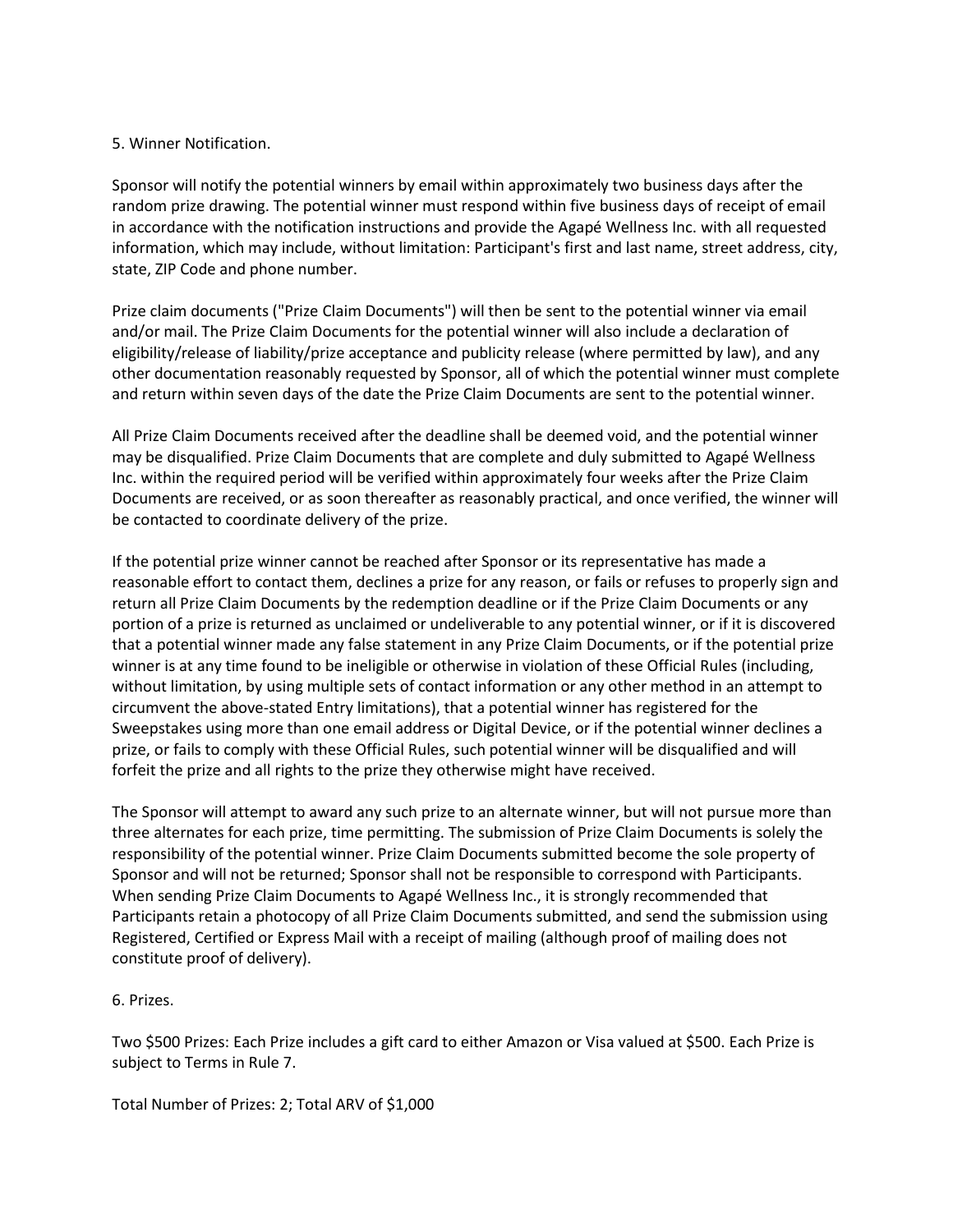## 5. Winner Notification.

Sponsor will notify the potential winners by email within approximately two business days after the random prize drawing. The potential winner must respond within five business days of receipt of email in accordance with the notification instructions and provide the Agapé Wellness Inc. with all requested information, which may include, without limitation: Participant's first and last name, street address, city, state, ZIP Code and phone number.

Prize claim documents ("Prize Claim Documents") will then be sent to the potential winner via email and/or mail. The Prize Claim Documents for the potential winner will also include a declaration of eligibility/release of liability/prize acceptance and publicity release (where permitted by law), and any other documentation reasonably requested by Sponsor, all of which the potential winner must complete and return within seven days of the date the Prize Claim Documents are sent to the potential winner.

All Prize Claim Documents received after the deadline shall be deemed void, and the potential winner may be disqualified. Prize Claim Documents that are complete and duly submitted to Agapé Wellness Inc. within the required period will be verified within approximately four weeks after the Prize Claim Documents are received, or as soon thereafter as reasonably practical, and once verified, the winner will be contacted to coordinate delivery of the prize.

If the potential prize winner cannot be reached after Sponsor or its representative has made a reasonable effort to contact them, declines a prize for any reason, or fails or refuses to properly sign and return all Prize Claim Documents by the redemption deadline or if the Prize Claim Documents or any portion of a prize is returned as unclaimed or undeliverable to any potential winner, or if it is discovered that a potential winner made any false statement in any Prize Claim Documents, or if the potential prize winner is at any time found to be ineligible or otherwise in violation of these Official Rules (including, without limitation, by using multiple sets of contact information or any other method in an attempt to circumvent the above-stated Entry limitations), that a potential winner has registered for the Sweepstakes using more than one email address or Digital Device, or if the potential winner declines a prize, or fails to comply with these Official Rules, such potential winner will be disqualified and will forfeit the prize and all rights to the prize they otherwise might have received.

The Sponsor will attempt to award any such prize to an alternate winner, but will not pursue more than three alternates for each prize, time permitting. The submission of Prize Claim Documents is solely the responsibility of the potential winner. Prize Claim Documents submitted become the sole property of Sponsor and will not be returned; Sponsor shall not be responsible to correspond with Participants. When sending Prize Claim Documents to Agapé Wellness Inc., it is strongly recommended that Participants retain a photocopy of all Prize Claim Documents submitted, and send the submission using Registered, Certified or Express Mail with a receipt of mailing (although proof of mailing does not constitute proof of delivery).

## 6. Prizes.

Two $500 Prizes: Each Prize includes a gift card to either Amazon or Visa valued at $500. Each Prize is subject to Terms in Rule 7.

Total Number of Prizes: 2; Total ARV of $1,000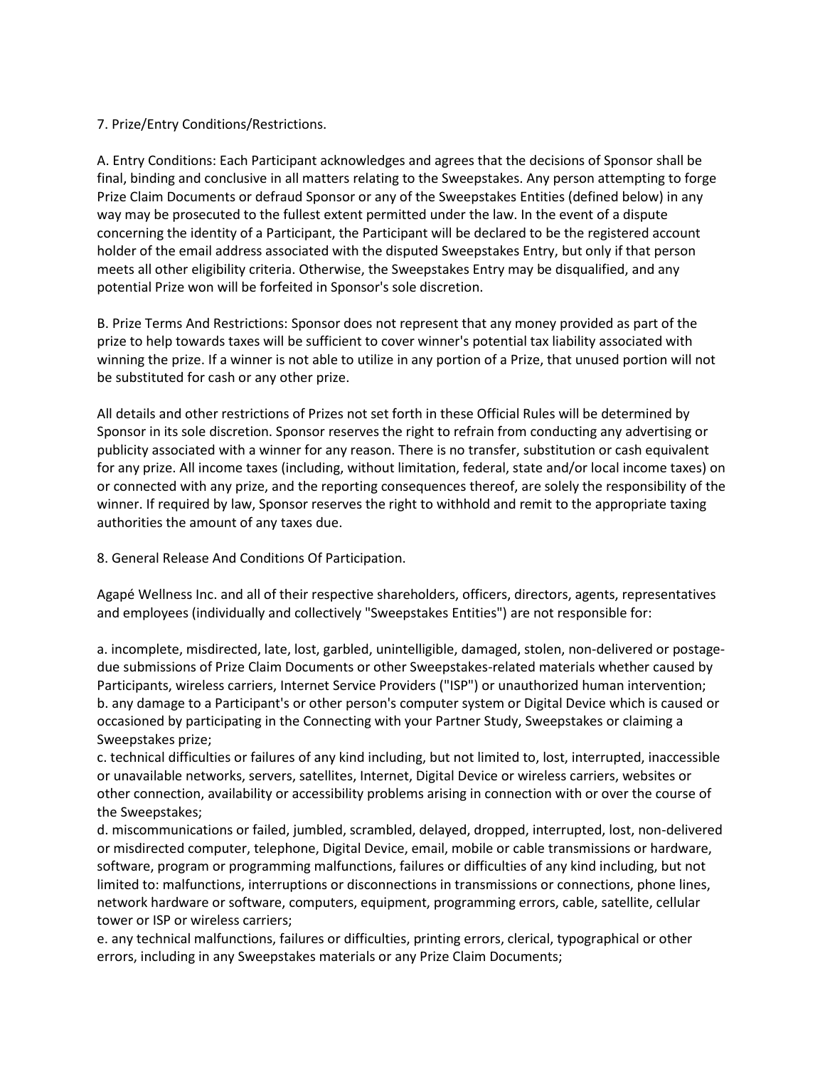7. Prize/Entry Conditions/Restrictions.

A. Entry Conditions: Each Participant acknowledges and agrees that the decisions of Sponsor shall be final, binding and conclusive in all matters relating to the Sweepstakes. Any person attempting to forge Prize Claim Documents or defraud Sponsor or any of the Sweepstakes Entities (defined below) in any way may be prosecuted to the fullest extent permitted under the law. In the event of a dispute concerning the identity of a Participant, the Participant will be declared to be the registered account holder of the email address associated with the disputed Sweepstakes Entry, but only if that person meets all other eligibility criteria. Otherwise, the Sweepstakes Entry may be disqualified, and any potential Prize won will be forfeited in Sponsor's sole discretion.

B. Prize Terms And Restrictions: Sponsor does not represent that any money provided as part of the prize to help towards taxes will be sufficient to cover winner's potential tax liability associated with winning the prize. If a winner is not able to utilize in any portion of a Prize, that unused portion will not be substituted for cash or any other prize.

All details and other restrictions of Prizes not set forth in these Official Rules will be determined by Sponsor in its sole discretion. Sponsor reserves the right to refrain from conducting any advertising or publicity associated with a winner for any reason. There is no transfer, substitution or cash equivalent for any prize. All income taxes (including, without limitation, federal, state and/or local income taxes) on or connected with any prize, and the reporting consequences thereof, are solely the responsibility of the winner. If required by law, Sponsor reserves the right to withhold and remit to the appropriate taxing authorities the amount of any taxes due.

8. General Release And Conditions Of Participation.

Agapé Wellness Inc. and all of their respective shareholders, officers, directors, agents, representatives and employees (individually and collectively "Sweepstakes Entities") are not responsible for:

a. incomplete, misdirected, late, lost, garbled, unintelligible, damaged, stolen, non-delivered or postage-due submissions of Prize Claim Documents or other Sweepstakes-related materials whether caused by Participants, wireless carriers, Internet Service Providers ("ISP") or unauthorized human intervention;
b. any damage to a Participant's or other person's computer system or Digital Device which is caused or occasioned by participating in the Connecting with your Partner Study, Sweepstakes or claiming a Sweepstakes prize;
c. technical difficulties or failures of any kind including, but not limited to, lost, interrupted, inaccessible or unavailable networks, servers, satellites, Internet, Digital Device or wireless carriers, websites or other connection, availability or accessibility problems arising in connection with or over the course of the Sweepstakes;
d. miscommunications or failed, jumbled, scrambled, delayed, dropped, interrupted, lost, non-delivered or misdirected computer, telephone, Digital Device, email, mobile or cable transmissions or hardware, software, program or programming malfunctions, failures or difficulties of any kind including, but not limited to: malfunctions, interruptions or disconnections in transmissions or connections, phone lines, network hardware or software, computers, equipment, programming errors, cable, satellite, cellular tower or ISP or wireless carriers;
e. any technical malfunctions, failures or difficulties, printing errors, clerical, typographical or other errors, including in any Sweepstakes materials or any Prize Claim Documents;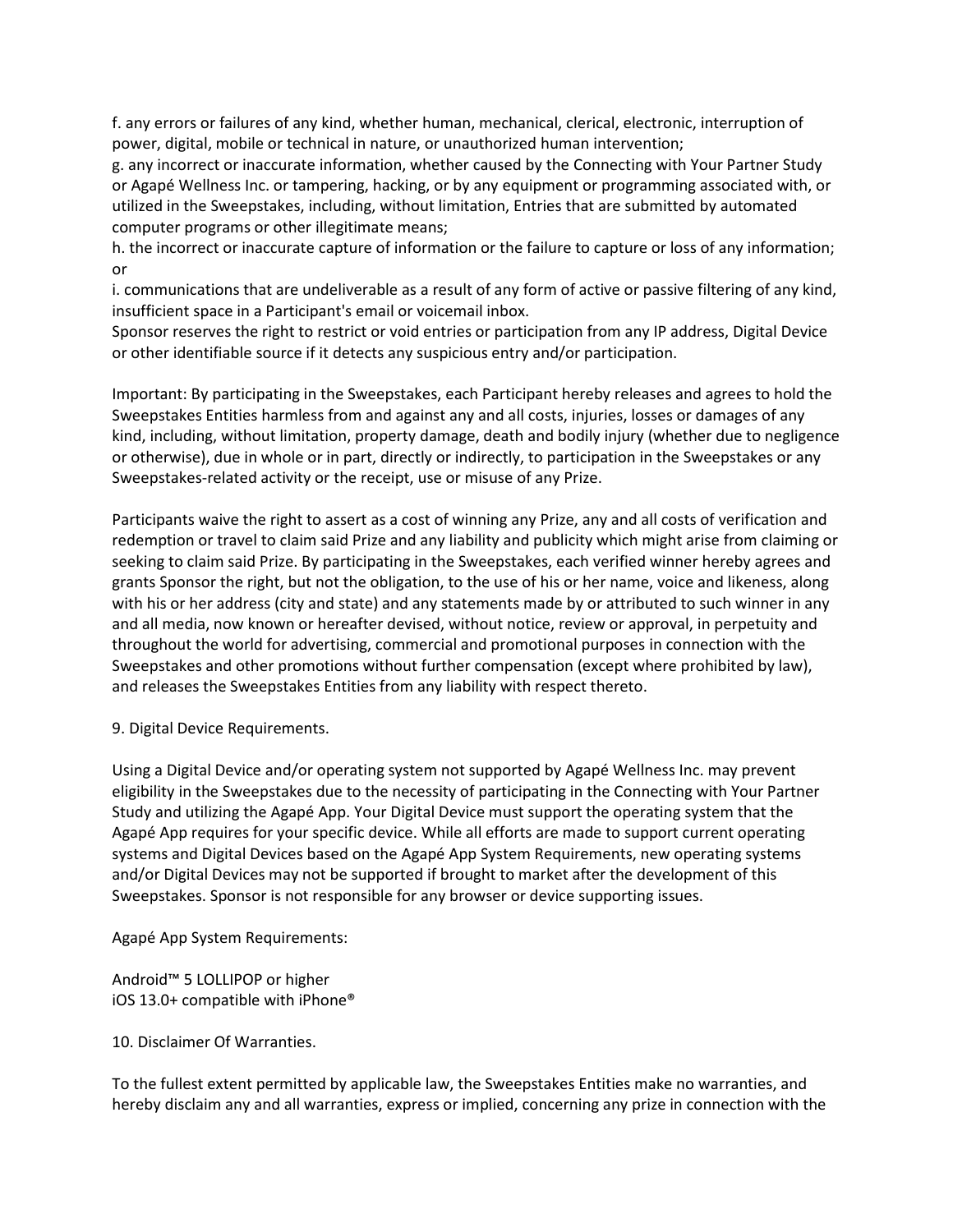f. any errors or failures of any kind, whether human, mechanical, clerical, electronic, interruption of power, digital, mobile or technical in nature, or unauthorized human intervention;
g. any incorrect or inaccurate information, whether caused by the Connecting with Your Partner Study or Agapé Wellness Inc. or tampering, hacking, or by any equipment or programming associated with, or utilized in the Sweepstakes, including, without limitation, Entries that are submitted by automated computer programs or other illegitimate means;
h. the incorrect or inaccurate capture of information or the failure to capture or loss of any information; or
i. communications that are undeliverable as a result of any form of active or passive filtering of any kind, insufficient space in a Participant's email or voicemail inbox.
Sponsor reserves the right to restrict or void entries or participation from any IP address, Digital Device or other identifiable source if it detects any suspicious entry and/or participation.

Important: By participating in the Sweepstakes, each Participant hereby releases and agrees to hold the Sweepstakes Entities harmless from and against any and all costs, injuries, losses or damages of any kind, including, without limitation, property damage, death and bodily injury (whether due to negligence or otherwise), due in whole or in part, directly or indirectly, to participation in the Sweepstakes or any Sweepstakes-related activity or the receipt, use or misuse of any Prize.

Participants waive the right to assert as a cost of winning any Prize, any and all costs of verification and redemption or travel to claim said Prize and any liability and publicity which might arise from claiming or seeking to claim said Prize. By participating in the Sweepstakes, each verified winner hereby agrees and grants Sponsor the right, but not the obligation, to the use of his or her name, voice and likeness, along with his or her address (city and state) and any statements made by or attributed to such winner in any and all media, now known or hereafter devised, without notice, review or approval, in perpetuity and throughout the world for advertising, commercial and promotional purposes in connection with the Sweepstakes and other promotions without further compensation (except where prohibited by law), and releases the Sweepstakes Entities from any liability with respect thereto.

9. Digital Device Requirements.

Using a Digital Device and/or operating system not supported by Agapé Wellness Inc. may prevent eligibility in the Sweepstakes due to the necessity of participating in the Connecting with Your Partner Study and utilizing the Agapé App. Your Digital Device must support the operating system that the Agapé App requires for your specific device. While all efforts are made to support current operating systems and Digital Devices based on the Agapé App System Requirements, new operating systems and/or Digital Devices may not be supported if brought to market after the development of this Sweepstakes. Sponsor is not responsible for any browser or device supporting issues.

Agapé App System Requirements:

Android™ 5 LOLLIPOP or higher
iOS 13.0+ compatible with iPhone®

10. Disclaimer Of Warranties.

To the fullest extent permitted by applicable law, the Sweepstakes Entities make no warranties, and hereby disclaim any and all warranties, express or implied, concerning any prize in connection with the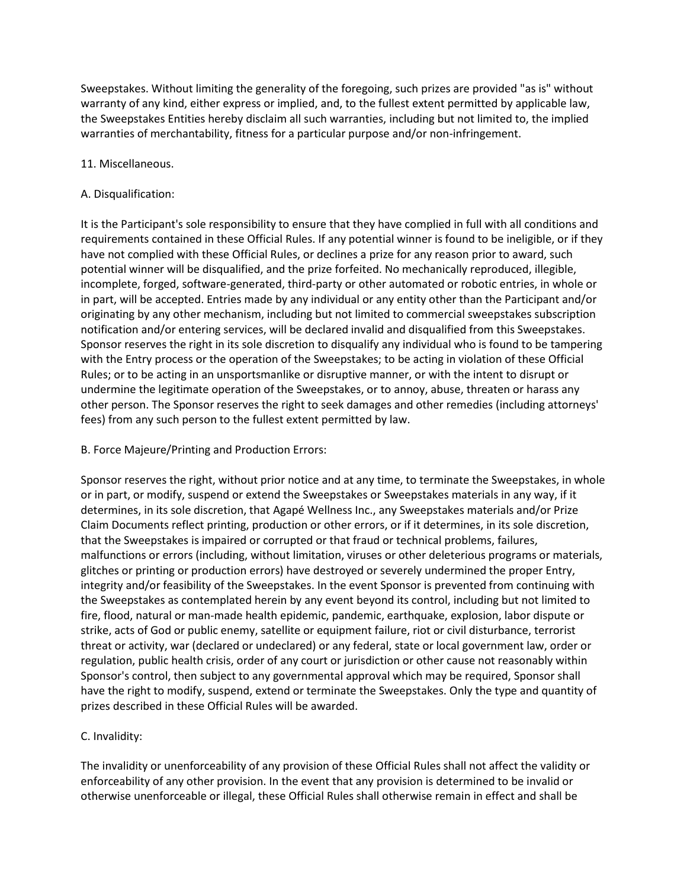Sweepstakes. Without limiting the generality of the foregoing, such prizes are provided "as is" without warranty of any kind, either express or implied, and, to the fullest extent permitted by applicable law, the Sweepstakes Entities hereby disclaim all such warranties, including but not limited to, the implied warranties of merchantability, fitness for a particular purpose and/or non-infringement.

11. Miscellaneous.

A. Disqualification:

It is the Participant's sole responsibility to ensure that they have complied in full with all conditions and requirements contained in these Official Rules. If any potential winner is found to be ineligible, or if they have not complied with these Official Rules, or declines a prize for any reason prior to award, such potential winner will be disqualified, and the prize forfeited. No mechanically reproduced, illegible, incomplete, forged, software-generated, third-party or other automated or robotic entries, in whole or in part, will be accepted. Entries made by any individual or any entity other than the Participant and/or originating by any other mechanism, including but not limited to commercial sweepstakes subscription notification and/or entering services, will be declared invalid and disqualified from this Sweepstakes. Sponsor reserves the right in its sole discretion to disqualify any individual who is found to be tampering with the Entry process or the operation of the Sweepstakes; to be acting in violation of these Official Rules; or to be acting in an unsportsmanlike or disruptive manner, or with the intent to disrupt or undermine the legitimate operation of the Sweepstakes, or to annoy, abuse, threaten or harass any other person. The Sponsor reserves the right to seek damages and other remedies (including attorneys' fees) from any such person to the fullest extent permitted by law.

B. Force Majeure/Printing and Production Errors:

Sponsor reserves the right, without prior notice and at any time, to terminate the Sweepstakes, in whole or in part, or modify, suspend or extend the Sweepstakes or Sweepstakes materials in any way, if it determines, in its sole discretion, that Agapé Wellness Inc., any Sweepstakes materials and/or Prize Claim Documents reflect printing, production or other errors, or if it determines, in its sole discretion, that the Sweepstakes is impaired or corrupted or that fraud or technical problems, failures, malfunctions or errors (including, without limitation, viruses or other deleterious programs or materials, glitches or printing or production errors) have destroyed or severely undermined the proper Entry, integrity and/or feasibility of the Sweepstakes. In the event Sponsor is prevented from continuing with the Sweepstakes as contemplated herein by any event beyond its control, including but not limited to fire, flood, natural or man-made health epidemic, pandemic, earthquake, explosion, labor dispute or strike, acts of God or public enemy, satellite or equipment failure, riot or civil disturbance, terrorist threat or activity, war (declared or undeclared) or any federal, state or local government law, order or regulation, public health crisis, order of any court or jurisdiction or other cause not reasonably within Sponsor's control, then subject to any governmental approval which may be required, Sponsor shall have the right to modify, suspend, extend or terminate the Sweepstakes. Only the type and quantity of prizes described in these Official Rules will be awarded.

C. Invalidity:

The invalidity or unenforceability of any provision of these Official Rules shall not affect the validity or enforceability of any other provision. In the event that any provision is determined to be invalid or otherwise unenforceable or illegal, these Official Rules shall otherwise remain in effect and shall be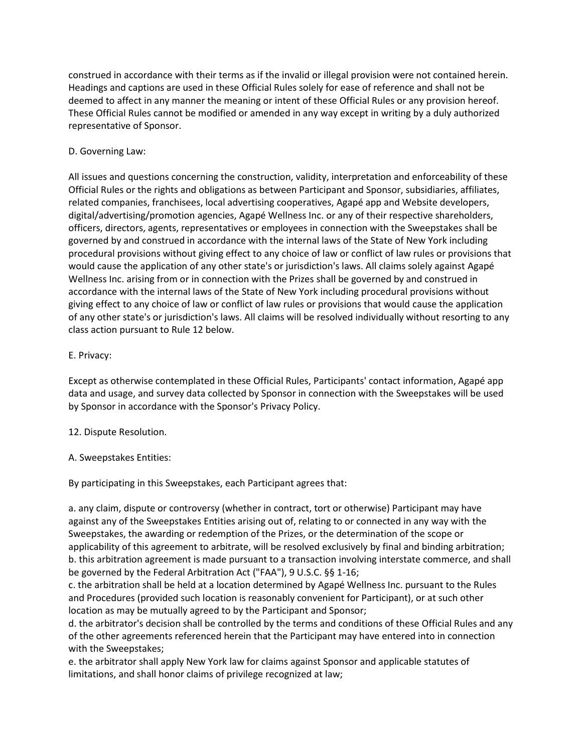construed in accordance with their terms as if the invalid or illegal provision were not contained herein. Headings and captions are used in these Official Rules solely for ease of reference and shall not be deemed to affect in any manner the meaning or intent of these Official Rules or any provision hereof. These Official Rules cannot be modified or amended in any way except in writing by a duly authorized representative of Sponsor.

D. Governing Law:

All issues and questions concerning the construction, validity, interpretation and enforceability of these Official Rules or the rights and obligations as between Participant and Sponsor, subsidiaries, affiliates, related companies, franchisees, local advertising cooperatives, Agapé app and Website developers, digital/advertising/promotion agencies, Agapé Wellness Inc. or any of their respective shareholders, officers, directors, agents, representatives or employees in connection with the Sweepstakes shall be governed by and construed in accordance with the internal laws of the State of New York including procedural provisions without giving effect to any choice of law or conflict of law rules or provisions that would cause the application of any other state's or jurisdiction's laws. All claims solely against Agapé Wellness Inc. arising from or in connection with the Prizes shall be governed by and construed in accordance with the internal laws of the State of New York including procedural provisions without giving effect to any choice of law or conflict of law rules or provisions that would cause the application of any other state's or jurisdiction's laws. All claims will be resolved individually without resorting to any class action pursuant to Rule 12 below.

E. Privacy:

Except as otherwise contemplated in these Official Rules, Participants' contact information, Agapé app data and usage, and survey data collected by Sponsor in connection with the Sweepstakes will be used by Sponsor in accordance with the Sponsor's Privacy Policy.

12. Dispute Resolution.

A. Sweepstakes Entities:

By participating in this Sweepstakes, each Participant agrees that:

a. any claim, dispute or controversy (whether in contract, tort or otherwise) Participant may have against any of the Sweepstakes Entities arising out of, relating to or connected in any way with the Sweepstakes, the awarding or redemption of the Prizes, or the determination of the scope or applicability of this agreement to arbitrate, will be resolved exclusively by final and binding arbitration;
b. this arbitration agreement is made pursuant to a transaction involving interstate commerce, and shall be governed by the Federal Arbitration Act ("FAA"), 9 U.S.C. §§ 1-16;
c. the arbitration shall be held at a location determined by Agapé Wellness Inc. pursuant to the Rules and Procedures (provided such location is reasonably convenient for Participant), or at such other location as may be mutually agreed to by the Participant and Sponsor;
d. the arbitrator's decision shall be controlled by the terms and conditions of these Official Rules and any of the other agreements referenced herein that the Participant may have entered into in connection with the Sweepstakes;
e. the arbitrator shall apply New York law for claims against Sponsor and applicable statutes of limitations, and shall honor claims of privilege recognized at law;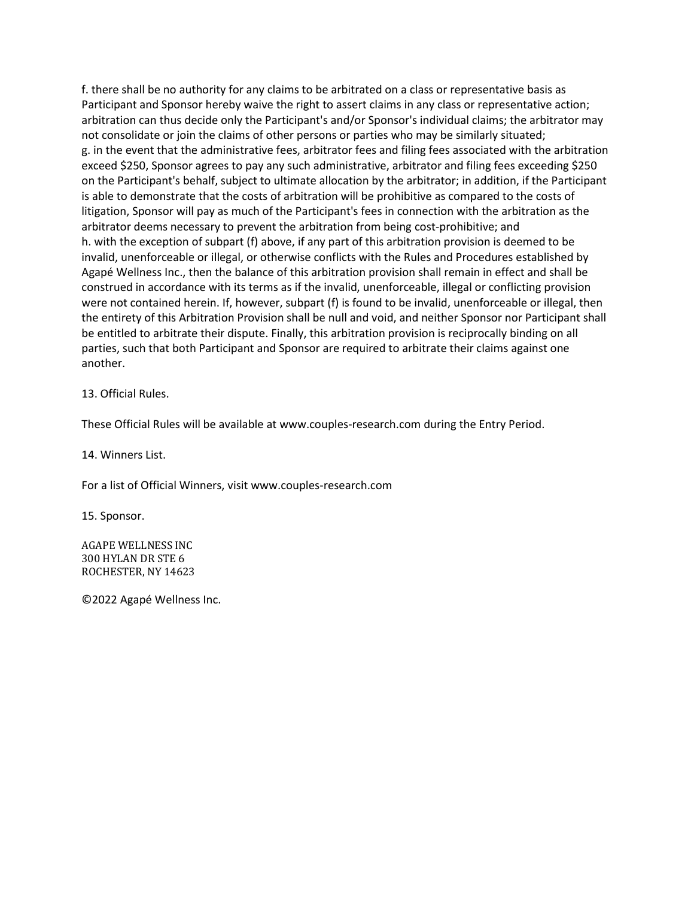f. there shall be no authority for any claims to be arbitrated on a class or representative basis as Participant and Sponsor hereby waive the right to assert claims in any class or representative action; arbitration can thus decide only the Participant's and/or Sponsor's individual claims; the arbitrator may not consolidate or join the claims of other persons or parties who may be similarly situated;
g. in the event that the administrative fees, arbitrator fees and filing fees associated with the arbitration exceed $250, Sponsor agrees to pay any such administrative, arbitrator and filing fees exceeding $250 on the Participant's behalf, subject to ultimate allocation by the arbitrator; in addition, if the Participant is able to demonstrate that the costs of arbitration will be prohibitive as compared to the costs of litigation, Sponsor will pay as much of the Participant's fees in connection with the arbitration as the arbitrator deems necessary to prevent the arbitration from being cost-prohibitive; and
h. with the exception of subpart (f) above, if any part of this arbitration provision is deemed to be invalid, unenforceable or illegal, or otherwise conflicts with the Rules and Procedures established by Agapé Wellness Inc., then the balance of this arbitration provision shall remain in effect and shall be construed in accordance with its terms as if the invalid, unenforceable, illegal or conflicting provision were not contained herein. If, however, subpart (f) is found to be invalid, unenforceable or illegal, then the entirety of this Arbitration Provision shall be null and void, and neither Sponsor nor Participant shall be entitled to arbitrate their dispute. Finally, this arbitration provision is reciprocally binding on all parties, such that both Participant and Sponsor are required to arbitrate their claims against one another.

13. Official Rules.

These Official Rules will be available at www.couples-research.com during the Entry Period.

14. Winners List.

For a list of Official Winners, visit www.couples-research.com

15. Sponsor.

AGAPE WELLNESS INC
300 HYLAN DR STE 6
ROCHESTER, NY 14623

©2022 Agapé Wellness Inc.